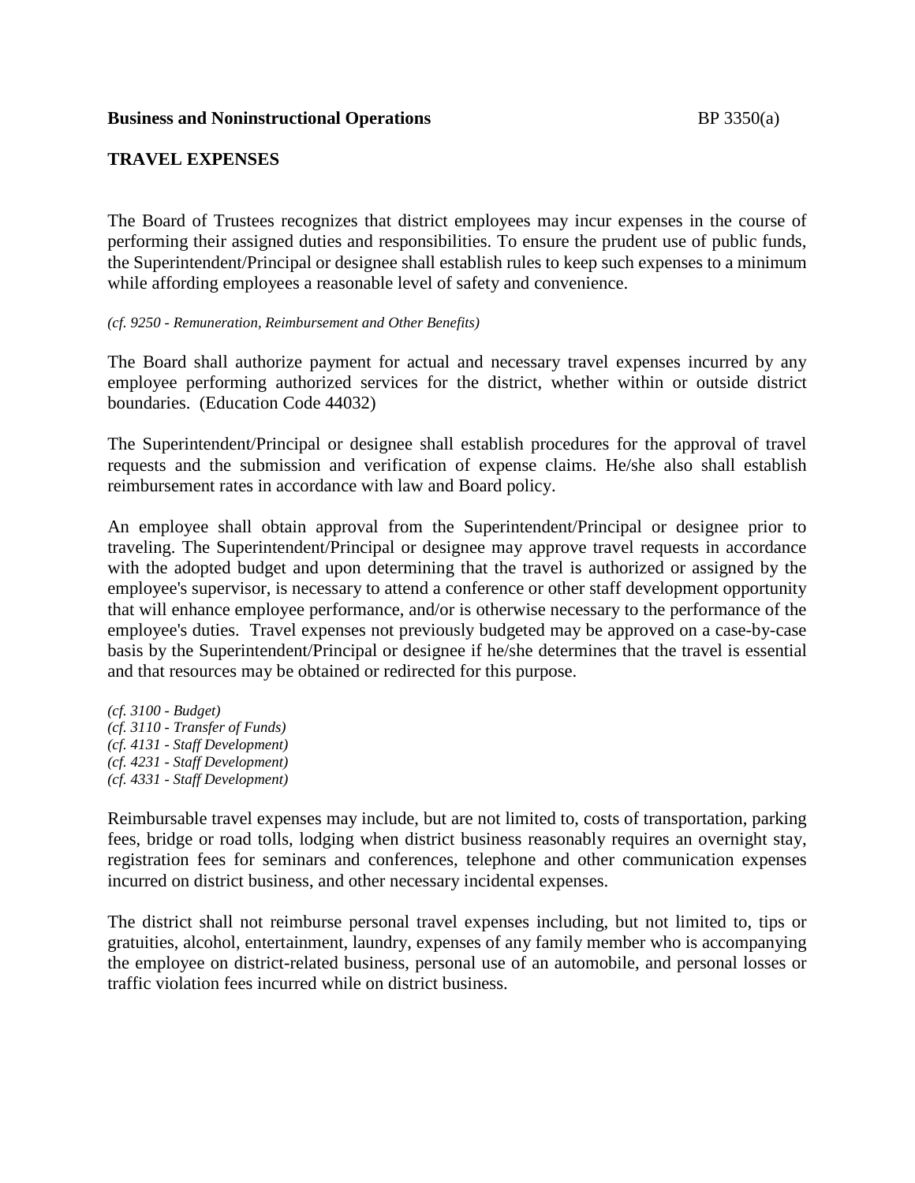**Business and Noninstructional Operations** BP 3350(a)

## TRAVEL EXPENSES

The Board of Trustees recognizes that district employees may incur expenses in the course of performing their assigned duties and responsibilities. To ensure the prudent use of public funds, the Superintendent/Principal or designee shall establish rules to keep such expenses to a minimum while affording employees a reasonable level of safety and convenience.

*(cf. 9250 - Remuneration, Reimbursement and Other Benefits)*

The Board shall authorize payment for actual and necessary travel expenses incurred by any employee performing authorized services for the district, whether within or outside district boundaries. (Education Code 44032)

The Superintendent/Principal or designee shall establish procedures for the approval of travel requests and the submission and verification of expense claims. He/she also shall establish reimbursement rates in accordance with law and Board policy.

An employee shall obtain approval from the Superintendent/Principal or designee prior to traveling. The Superintendent/Principal or designee may approve travel requests in accordance with the adopted budget and upon determining that the travel is authorized or assigned by the employee's supervisor, is necessary to attend a conference or other staff development opportunity that will enhance employee performance, and/or is otherwise necessary to the performance of the employee's duties. Travel expenses not previously budgeted may be approved on a case-by-case basis by the Superintendent/Principal or designee if he/she determines that the travel is essential and that resources may be obtained or redirected for this purpose.

*(cf. 3100 - Budget)*
*(cf. 3110 - Transfer of Funds)*
*(cf. 4131 - Staff Development)*
*(cf. 4231 - Staff Development)*
*(cf. 4331 - Staff Development)*

Reimbursable travel expenses may include, but are not limited to, costs of transportation, parking fees, bridge or road tolls, lodging when district business reasonably requires an overnight stay, registration fees for seminars and conferences, telephone and other communication expenses incurred on district business, and other necessary incidental expenses.

The district shall not reimburse personal travel expenses including, but not limited to, tips or gratuities, alcohol, entertainment, laundry, expenses of any family member who is accompanying the employee on district-related business, personal use of an automobile, and personal losses or traffic violation fees incurred while on district business.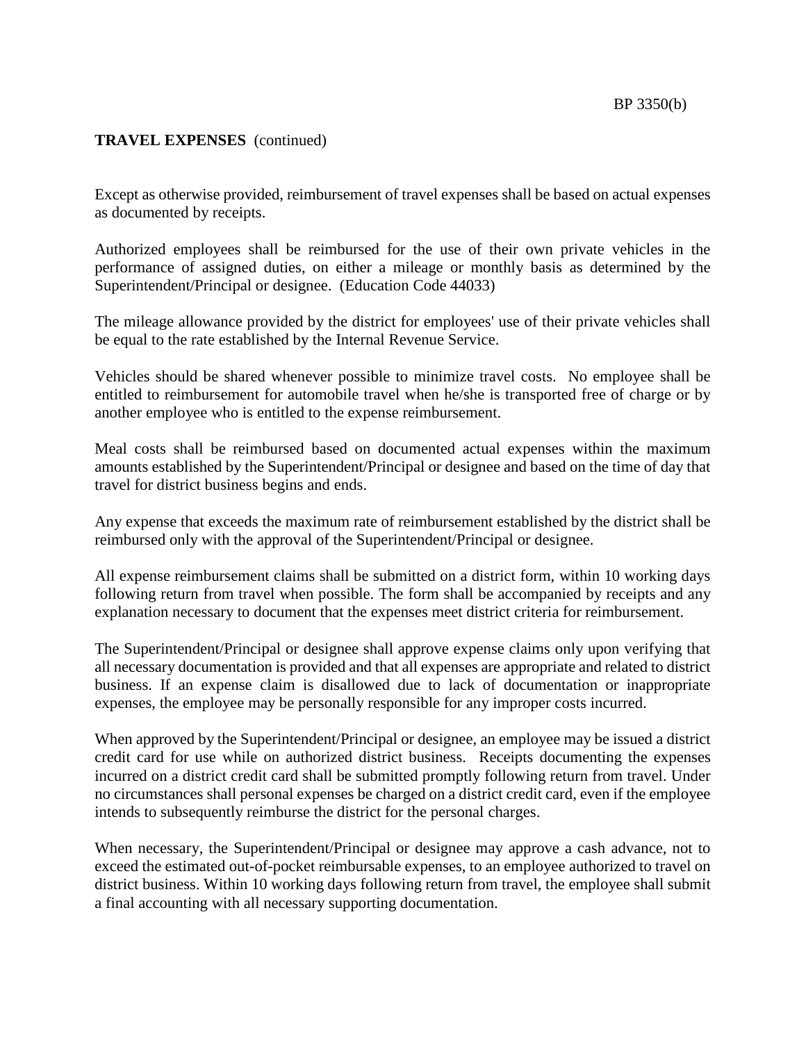**TRAVEL EXPENSES** (continued)

Except as otherwise provided, reimbursement of travel expenses shall be based on actual expenses as documented by receipts.

Authorized employees shall be reimbursed for the use of their own private vehicles in the performance of assigned duties, on either a mileage or monthly basis as determined by the Superintendent/Principal or designee. (Education Code 44033)

The mileage allowance provided by the district for employees' use of their private vehicles shall be equal to the rate established by the Internal Revenue Service.

Vehicles should be shared whenever possible to minimize travel costs. No employee shall be entitled to reimbursement for automobile travel when he/she is transported free of charge or by another employee who is entitled to the expense reimbursement.

Meal costs shall be reimbursed based on documented actual expenses within the maximum amounts established by the Superintendent/Principal or designee and based on the time of day that travel for district business begins and ends.

Any expense that exceeds the maximum rate of reimbursement established by the district shall be reimbursed only with the approval of the Superintendent/Principal or designee.

All expense reimbursement claims shall be submitted on a district form, within 10 working days following return from travel when possible. The form shall be accompanied by receipts and any explanation necessary to document that the expenses meet district criteria for reimbursement.

The Superintendent/Principal or designee shall approve expense claims only upon verifying that all necessary documentation is provided and that all expenses are appropriate and related to district business. If an expense claim is disallowed due to lack of documentation or inappropriate expenses, the employee may be personally responsible for any improper costs incurred.

When approved by the Superintendent/Principal or designee, an employee may be issued a district credit card for use while on authorized district business. Receipts documenting the expenses incurred on a district credit card shall be submitted promptly following return from travel. Under no circumstances shall personal expenses be charged on a district credit card, even if the employee intends to subsequently reimburse the district for the personal charges.

When necessary, the Superintendent/Principal or designee may approve a cash advance, not to exceed the estimated out-of-pocket reimbursable expenses, to an employee authorized to travel on district business. Within 10 working days following return from travel, the employee shall submit a final accounting with all necessary supporting documentation.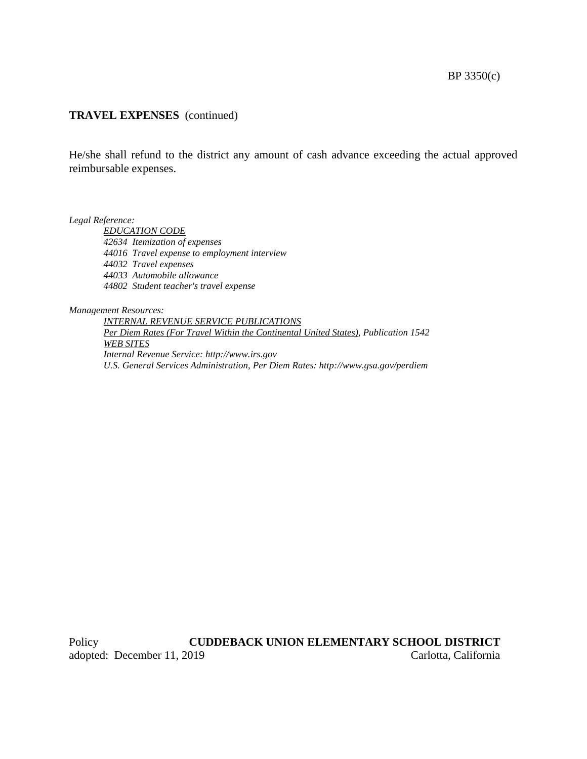**TRAVEL EXPENSES** (continued)

He/she shall refund to the district any amount of cash advance exceeding the actual approved reimbursable expenses.

*Legal Reference:*

*EDUCATION CODE*

*42634 Itemization of expenses*

*44016 Travel expense to employment interview*

*44032 Travel expenses*

*44033 Automobile allowance*

*44802 Student teacher's travel expense*

*Management Resources:*

*INTERNAL REVENUE SERVICE PUBLICATIONS*

*Per Diem Rates (For Travel Within the Continental United States), Publication 1542*

*WEB SITES*

*Internal Revenue Service: http://www.irs.gov*

*U.S. General Services Administration, Per Diem Rates: http://www.gsa.gov/perdiem*

Policy adopted: December 11, 2019

**CUDDEBACK UNION ELEMENTARY SCHOOL DISTRICT**
Carlotta, California